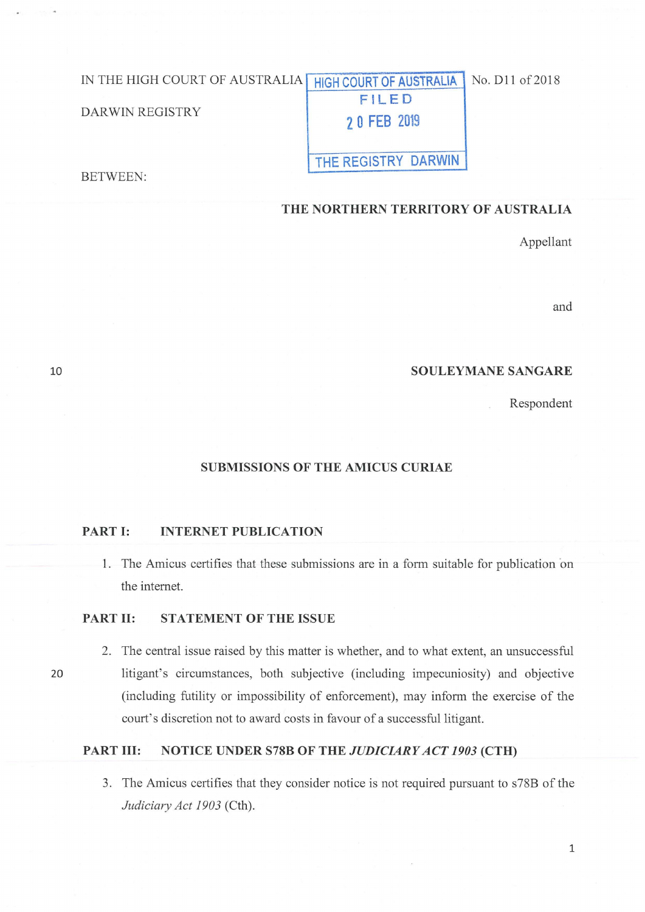IN THE HIGH COURT OF AUSTRALIA

DARWIN REGISTRY

HIGH COURT OF AUSTRALIA
FILED
20 FEB 2019
THE REGISTRY DARWIN

No. D11 of 2018

BETWEEN:

**THE NORTHERN TERRITORY OF AUSTRALIA**

Appellant

and

**SOULEYMANE SANGARE**

Respondent

## SUBMISSIONS OF THE AMICUS CURIAE

### PART I: INTERNET PUBLICATION

1. The Amicus certifies that these submissions are in a form suitable for publication on the internet.

### PART II: STATEMENT OF THE ISSUE

2. The central issue raised by this matter is whether, and to what extent, an unsuccessful litigant's circumstances, both subjective (including impecuniosity) and objective (including futility or impossibility of enforcement), may inform the exercise of the court's discretion not to award costs in favour of a successful litigant.

### PART III: NOTICE UNDER S78B OF THE *JUDICIARY ACT 1903* (CTH)

3. The Amicus certifies that they consider notice is not required pursuant to s78B of the *Judiciary Act 1903* (Cth).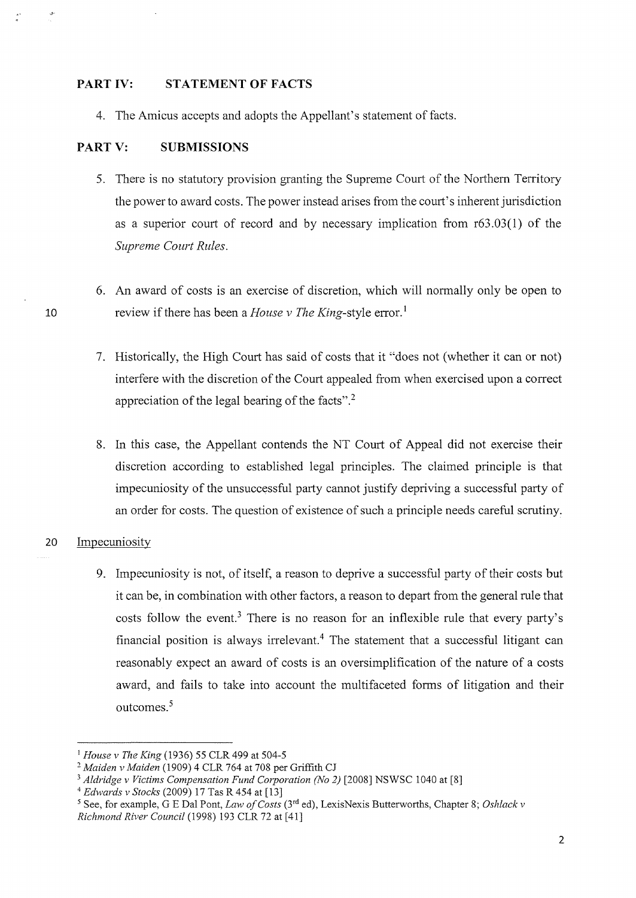## PART IV: STATEMENT OF FACTS

4. The Amicus accepts and adopts the Appellant's statement of facts.

## PART V: SUBMISSIONS

5. There is no statutory provision granting the Supreme Court of the Northern Territory the power to award costs. The power instead arises from the court's inherent jurisdiction as a superior court of record and by necessary implication from r63.03(1) of the *Supreme Court Rules*.

6. An award of costs is an exercise of discretion, which will normally only be open to review if there has been a *House v The King*-style error.[1]

7. Historically, the High Court has said of costs that it "does not (whether it can or not) interfere with the discretion of the Court appealed from when exercised upon a correct appreciation of the legal bearing of the facts".[2]

8. In this case, the Appellant contends the NT Court of Appeal did not exercise their discretion according to established legal principles. The claimed principle is that impecuniosity of the unsuccessful party cannot justify depriving a successful party of an order for costs. The question of existence of such a principle needs careful scrutiny.

### Impecuniosity

9. Impecuniosity is not, of itself, a reason to deprive a successful party of their costs but it can be, in combination with other factors, a reason to depart from the general rule that costs follow the event.[3] There is no reason for an inflexible rule that every party's financial position is always irrelevant.[4] The statement that a successful litigant can reasonably expect an award of costs is an oversimplification of the nature of a costs award, and fails to take into account the multifaceted forms of litigation and their outcomes.[5]

---

[1] *House v The King* (1936) 55 CLR 499 at 504-5

[2] *Maiden v Maiden* (1909) 4 CLR 764 at 708 per Griffith CJ

[3] *Aldridge v Victims Compensation Fund Corporation (No 2)* [2008] NSWSC 1040 at [8]

[4] *Edwards v Stocks* (2009) 17 Tas R 454 at [13]

[5] See, for example, G E Dal Pont, *Law of Costs* (3rd ed), LexisNexis Butterworths, Chapter 8; *Oshlack v Richmond River Council* (1998) 193 CLR 72 at [41]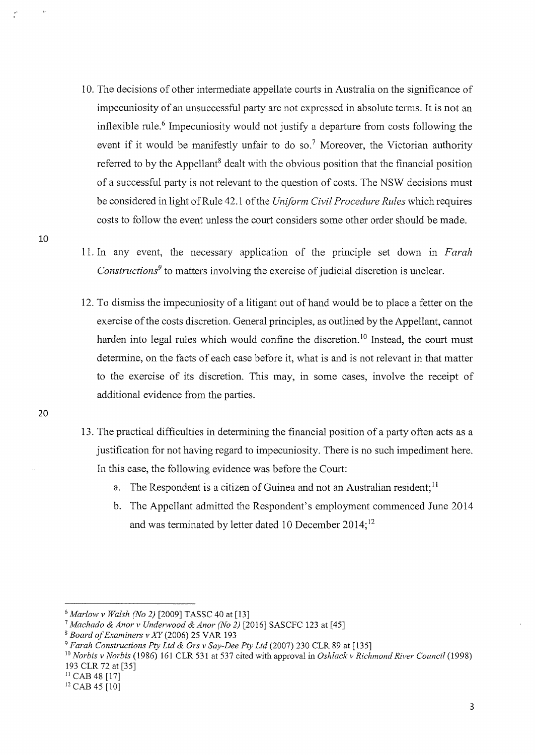10. The decisions of other intermediate appellate courts in Australia on the significance of impecuniosity of an unsuccessful party are not expressed in absolute terms. It is not an inflexible rule.[6] Impecuniosity would not justify a departure from costs following the event if it would be manifestly unfair to do so.[7] Moreover, the Victorian authority referred to by the Appellant[8] dealt with the obvious position that the financial position of a successful party is not relevant to the question of costs. The NSW decisions must be considered in light of Rule 42.1 of the *Uniform Civil Procedure Rules* which requires costs to follow the event unless the court considers some other order should be made.

11. In any event, the necessary application of the principle set down in *Farah Constructions*[9] to matters involving the exercise of judicial discretion is unclear.

12. To dismiss the impecuniosity of a litigant out of hand would be to place a fetter on the exercise of the costs discretion. General principles, as outlined by the Appellant, cannot harden into legal rules which would confine the discretion.[10] Instead, the court must determine, on the facts of each case before it, what is and is not relevant in that matter to the exercise of its discretion. This may, in some cases, involve the receipt of additional evidence from the parties.

13. The practical difficulties in determining the financial position of a party often acts as a justification for not having regard to impecuniosity. There is no such impediment here. In this case, the following evidence was before the Court:
    a. The Respondent is a citizen of Guinea and not an Australian resident;[11]
    b. The Appellant admitted the Respondent's employment commenced June 2014 and was terminated by letter dated 10 December 2014;[12]

---

[6] *Marlow v Walsh (No 2)* [2009] TASSC 40 at [13]
[7] *Machado & Anor v Underwood & Anor (No 2)* [2016] SASCFC 123 at [45]
[8] *Board of Examiners v XY* (2006) 25 VAR 193
[9] *Farah Constructions Pty Ltd & Ors v Say-Dee Pty Ltd* (2007) 230 CLR 89 at [135]
[10] *Norbis v Norbis* (1986) 161 CLR 531 at 537 cited with approval in *Oshlack v Richmond River Council* (1998) 193 CLR 72 at [35]
[11] CAB 48 [17]
[12] CAB 45 [10]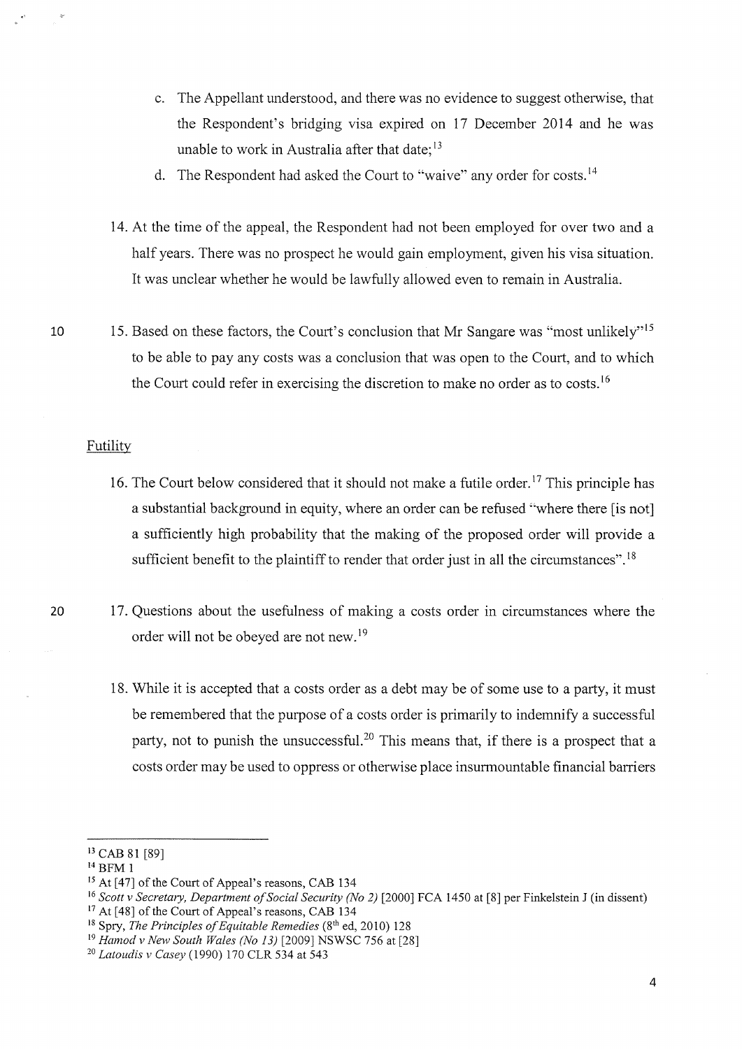c. The Appellant understood, and there was no evidence to suggest otherwise, that the Respondent's bridging visa expired on 17 December 2014 and he was unable to work in Australia after that date;[13]

d. The Respondent had asked the Court to "waive" any order for costs.[14]

14. At the time of the appeal, the Respondent had not been employed for over two and a half years. There was no prospect he would gain employment, given his visa situation. It was unclear whether he would be lawfully allowed even to remain in Australia.

15. Based on these factors, the Court's conclusion that Mr Sangare was "most unlikely"[15] to be able to pay any costs was a conclusion that was open to the Court, and to which the Court could refer in exercising the discretion to make no order as to costs.[16]

Futility

16. The Court below considered that it should not make a futile order.[17] This principle has a substantial background in equity, where an order can be refused "where there [is not] a sufficiently high probability that the making of the proposed order will provide a sufficient benefit to the plaintiff to render that order just in all the circumstances".[18]

17. Questions about the usefulness of making a costs order in circumstances where the order will not be obeyed are not new.[19]

18. While it is accepted that a costs order as a debt may be of some use to a party, it must be remembered that the purpose of a costs order is primarily to indemnify a successful party, not to punish the unsuccessful.[20] This means that, if there is a prospect that a costs order may be used to oppress or otherwise place insurmountable financial barriers

---

[13] CAB 81 [89]

[14] BFM 1

[15] At [47] of the Court of Appeal's reasons, CAB 134

[16] *Scott v Secretary, Department of Social Security (No 2)* [2000] FCA 1450 at [8] per Finkelstein J (in dissent)

[17] At [48] of the Court of Appeal's reasons, CAB 134

[18] Spry, *The Principles of Equitable Remedies* (8th ed, 2010) 128

[19] *Hamod v New South Wales (No 13)* [2009] NSWSC 756 at [28]

[20] *Latoudis v Casey* (1990) 170 CLR 534 at 543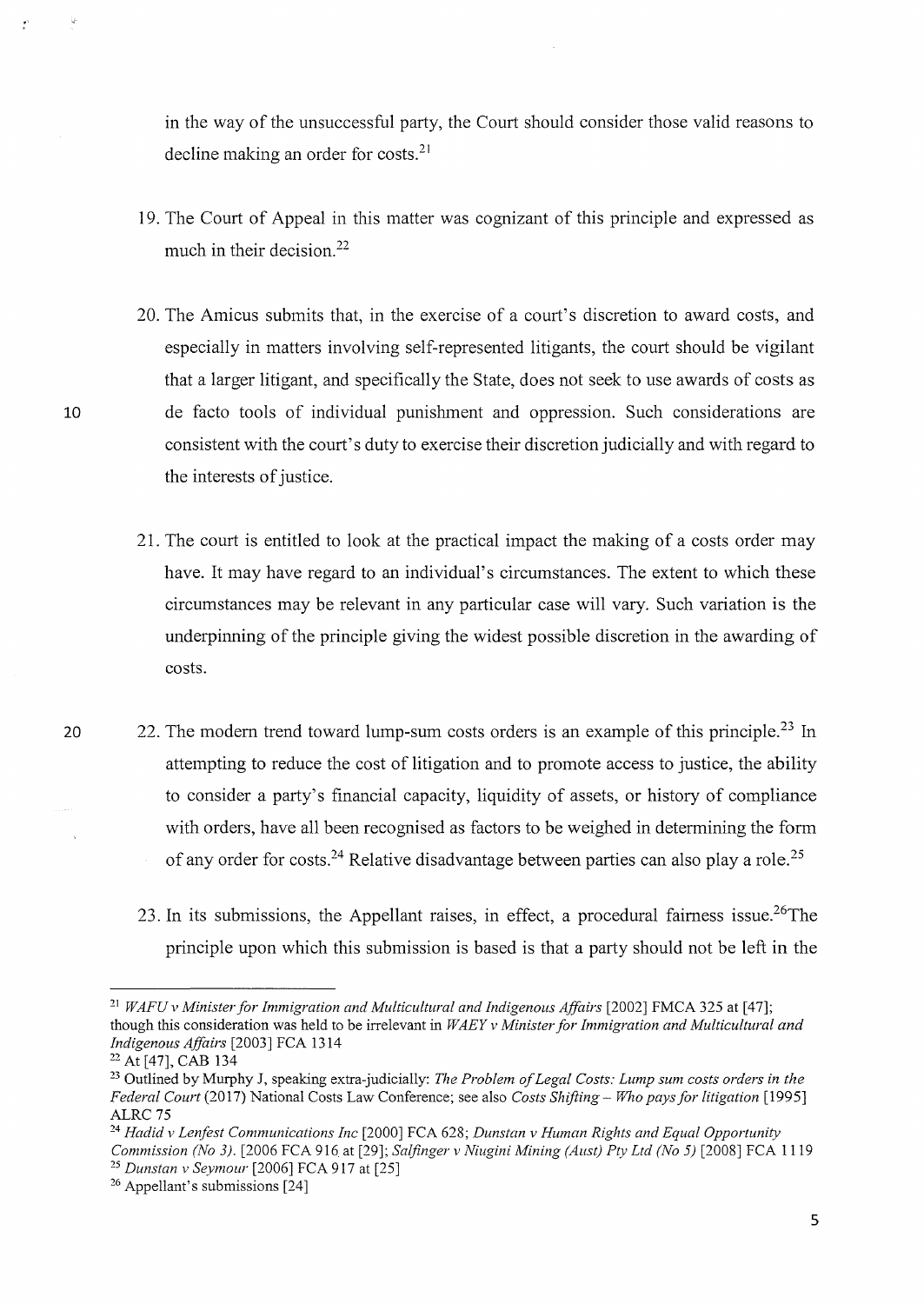in the way of the unsuccessful party, the Court should consider those valid reasons to decline making an order for costs.[21]

19. The Court of Appeal in this matter was cognizant of this principle and expressed as much in their decision.[22]

20. The Amicus submits that, in the exercise of a court's discretion to award costs, and especially in matters involving self-represented litigants, the court should be vigilant that a larger litigant, and specifically the State, does not seek to use awards of costs as de facto tools of individual punishment and oppression. Such considerations are consistent with the court's duty to exercise their discretion judicially and with regard to the interests of justice.

21. The court is entitled to look at the practical impact the making of a costs order may have. It may have regard to an individual's circumstances. The extent to which these circumstances may be relevant in any particular case will vary. Such variation is the underpinning of the principle giving the widest possible discretion in the awarding of costs.

22. The modern trend toward lump-sum costs orders is an example of this principle.[23] In attempting to reduce the cost of litigation and to promote access to justice, the ability to consider a party's financial capacity, liquidity of assets, or history of compliance with orders, have all been recognised as factors to be weighed in determining the form of any order for costs.[24] Relative disadvantage between parties can also play a role.[25]

23. In its submissions, the Appellant raises, in effect, a procedural fairness issue.[26]The principle upon which this submission is based is that a party should not be left in the

---

[21] *WAFU v Minister for Immigration and Multicultural and Indigenous Affairs* [2002] FMCA 325 at [47]; though this consideration was held to be irrelevant in *WAEY v Minister for Immigration and Multicultural and Indigenous Affairs* [2003] FCA 1314

[22] At [47], CAB 134

[23] Outlined by Murphy J, speaking extra-judicially: *The Problem of Legal Costs: Lump sum costs orders in the Federal Court* (2017) National Costs Law Conference; see also *Costs Shifting – Who pays for litigation* [1995] ALRC 75

[24] *Hadid v Lenfest Communications Inc* [2000] FCA 628; *Dunstan v Human Rights and Equal Opportunity Commission (No 3)*. [2006 FCA 916 at [29]; *Salfinger v Niugini Mining (Aust) Pty Ltd (No 5)* [2008] FCA 1119

[25] *Dunstan v Seymour* [2006] FCA 917 at [25]

[26] Appellant's submissions [24]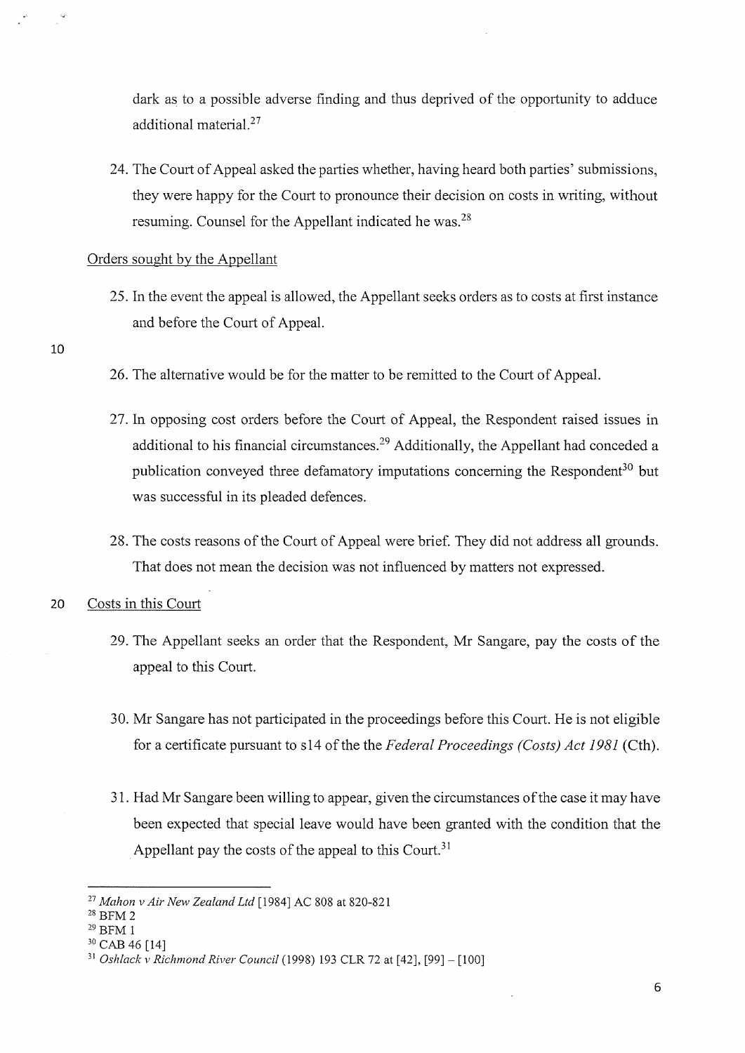dark as to a possible adverse finding and thus deprived of the opportunity to adduce additional material.[27]

24. The Court of Appeal asked the parties whether, having heard both parties' submissions, they were happy for the Court to pronounce their decision on costs in writing, without resuming. Counsel for the Appellant indicated he was.[28]

Orders sought by the Appellant

25. In the event the appeal is allowed, the Appellant seeks orders as to costs at first instance and before the Court of Appeal.

26. The alternative would be for the matter to be remitted to the Court of Appeal.

27. In opposing cost orders before the Court of Appeal, the Respondent raised issues in additional to his financial circumstances.[29] Additionally, the Appellant had conceded a publication conveyed three defamatory imputations concerning the Respondent[30] but was successful in its pleaded defences.

28. The costs reasons of the Court of Appeal were brief. They did not address all grounds. That does not mean the decision was not influenced by matters not expressed.

Costs in this Court

29. The Appellant seeks an order that the Respondent, Mr Sangare, pay the costs of the appeal to this Court.

30. Mr Sangare has not participated in the proceedings before this Court. He is not eligible for a certificate pursuant to s14 of the the *Federal Proceedings (Costs) Act 1981* (Cth).

31. Had Mr Sangare been willing to appear, given the circumstances of the case it may have been expected that special leave would have been granted with the condition that the Appellant pay the costs of the appeal to this Court.[31]

---

[27] *Mahon v Air New Zealand Ltd* [1984] AC 808 at 820-821

[28] BFM 2

[29] BFM 1

[30] CAB 46 [14]

[31] *Oshlack v Richmond River Council* (1998) 193 CLR 72 at [42], [99] – [100]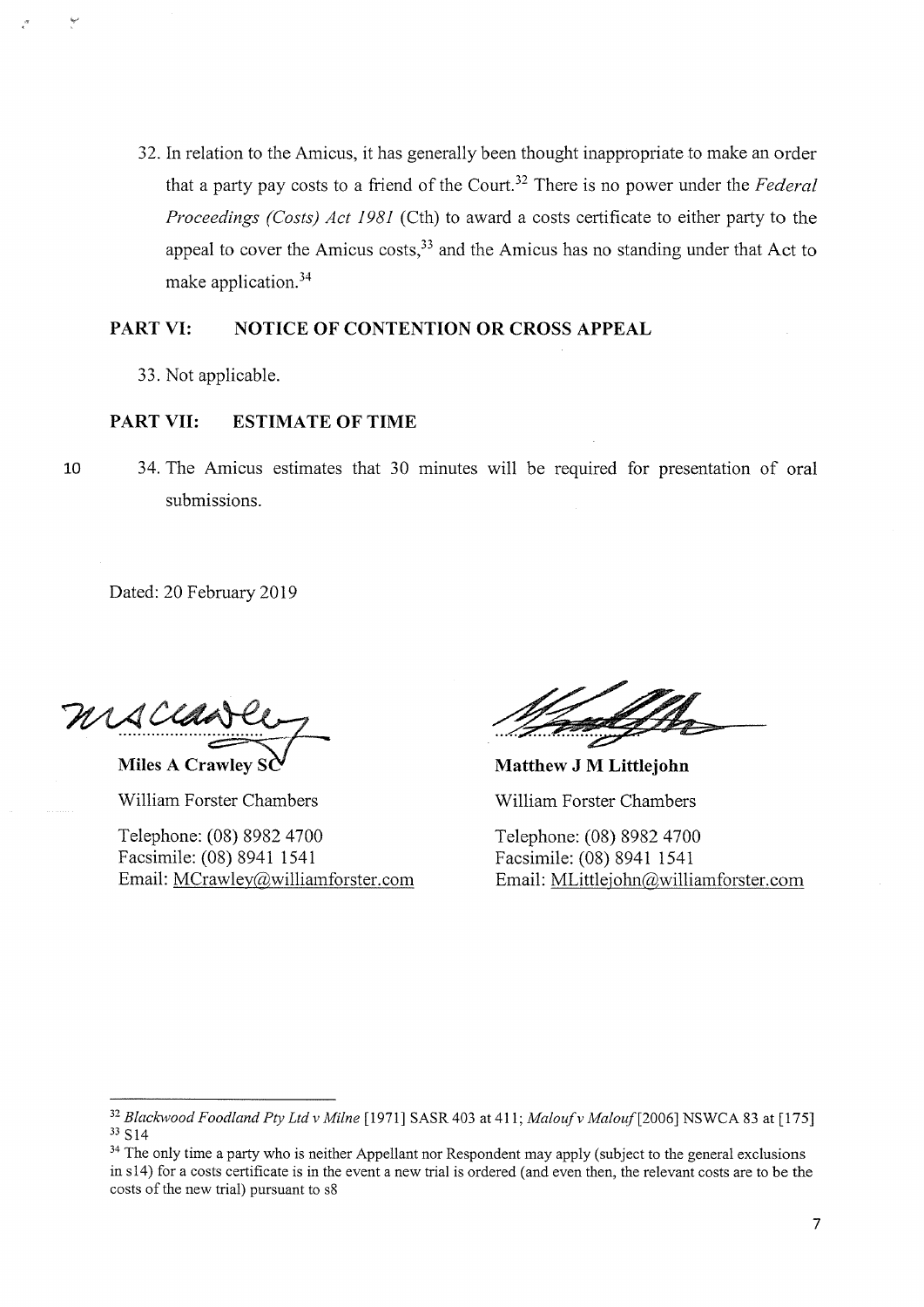32. In relation to the Amicus, it has generally been thought inappropriate to make an order that a party pay costs to a friend of the Court.[32] There is no power under the *Federal Proceedings (Costs) Act 1981* (Cth) to award a costs certificate to either party to the appeal to cover the Amicus costs,[33] and the Amicus has no standing under that Act to make application.[34]

## PART VI: NOTICE OF CONTENTION OR CROSS APPEAL

33. Not applicable.

## PART VII: ESTIMATE OF TIME

34. The Amicus estimates that 30 minutes will be required for presentation of oral submissions.

Dated: 20 February 2019

| | |
|---|---|
| **Miles A Crawley SC** | **Matthew J M Littlejohn** |
| William Forster Chambers | William Forster Chambers |
| Telephone: (08) 8982 4700 | Telephone: (08) 8982 4700 |
| Facsimile: (08) 8941 1541 | Facsimile: (08) 8941 1541 |
| Email: MCrawley@williamforster.com | Email: MLittlejohn@williamforster.com |

---

[32] *Blackwood Foodland Pty Ltd v Milne* [1971] SASR 403 at 411; *Malouf v Malouf* [2006] NSWCA 83 at [175]

[33] S14

[34] The only time a party who is neither Appellant nor Respondent may apply (subject to the general exclusions in s14) for a costs certificate is in the event a new trial is ordered (and even then, the relevant costs are to be the costs of the new trial) pursuant to s8